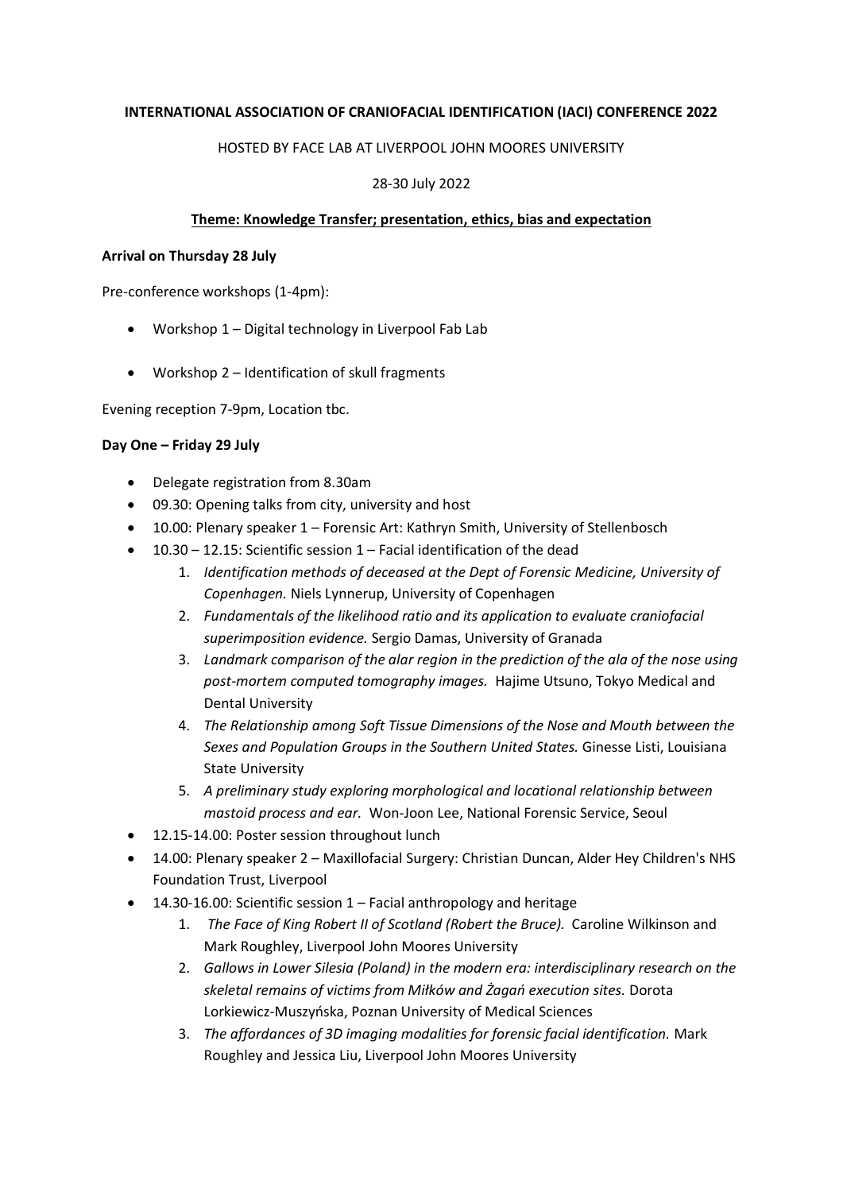**INTERNATIONAL ASSOCIATION OF CRANIOFACIAL IDENTIFICATION (IACI) CONFERENCE 2022**

HOSTED BY FACE LAB AT LIVERPOOL JOHN MOORES UNIVERSITY

28-30 July 2022

**Theme: Knowledge Transfer; presentation, ethics, bias and expectation**

**Arrival on Thursday 28 July**

Pre-conference workshops (1-4pm):

- Workshop 1 – Digital technology in Liverpool Fab Lab
- Workshop 2 – Identification of skull fragments

Evening reception 7-9pm, Location tbc.

**Day One – Friday 29 July**

- Delegate registration from 8.30am
- 09.30: Opening talks from city, university and host
- 10.00: Plenary speaker 1 – Forensic Art: Kathryn Smith, University of Stellenbosch
- 10.30 – 12.15: Scientific session 1 – Facial identification of the dead
    1. *Identification methods of deceased at the Dept of Forensic Medicine, University of Copenhagen.* Niels Lynnerup, University of Copenhagen
    2. *Fundamentals of the likelihood ratio and its application to evaluate craniofacial superimposition evidence.* Sergio Damas, University of Granada
    3. *Landmark comparison of the alar region in the prediction of the ala of the nose using post-mortem computed tomography images.* Hajime Utsuno, Tokyo Medical and Dental University
    4. *The Relationship among Soft Tissue Dimensions of the Nose and Mouth between the Sexes and Population Groups in the Southern United States.* Ginesse Listi, Louisiana State University
    5. *A preliminary study exploring morphological and locational relationship between mastoid process and ear.* Won-Joon Lee, National Forensic Service, Seoul
- 12.15-14.00: Poster session throughout lunch
- 14.00: Plenary speaker 2 – Maxillofacial Surgery: Christian Duncan, Alder Hey Children's NHS Foundation Trust, Liverpool
- 14.30-16.00: Scientific session 1 – Facial anthropology and heritage
    1. *The Face of King Robert II of Scotland (Robert the Bruce).* Caroline Wilkinson and Mark Roughley, Liverpool John Moores University
    2. *Gallows in Lower Silesia (Poland) in the modern era: interdisciplinary research on the skeletal remains of victims from Miłków and Żagań execution sites.* Dorota Lorkiewicz-Muszyńska, Poznan University of Medical Sciences
    3. *The affordances of 3D imaging modalities for forensic facial identification.* Mark Roughley and Jessica Liu, Liverpool John Moores University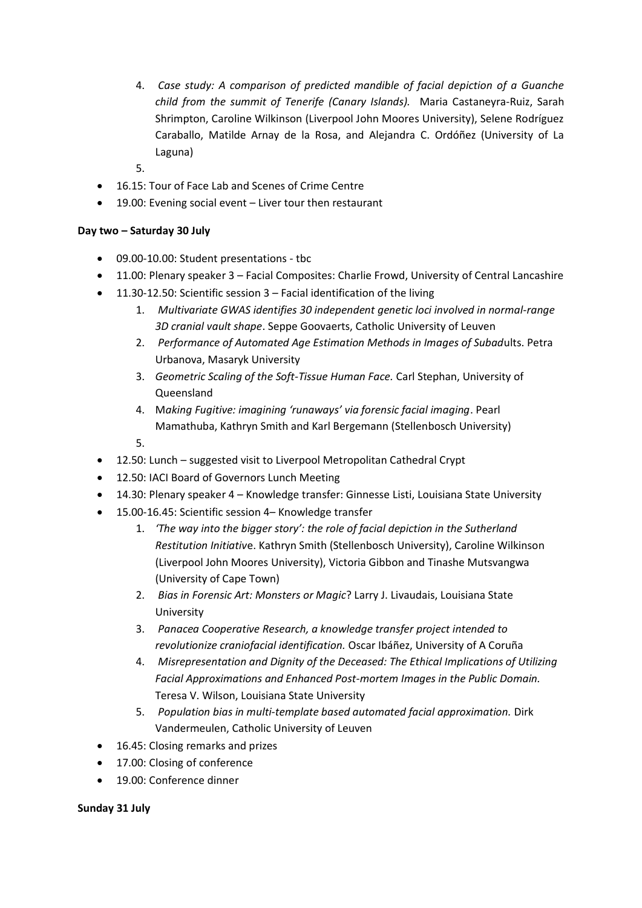4. *Case study: A comparison of predicted mandible of facial depiction of a Guanche child from the summit of Tenerife (Canary Islands).* Maria Castaneyra-Ruiz, Sarah Shrimpton, Caroline Wilkinson (Liverpool John Moores University), Selene Rodríguez Caraballo, Matilde Arnay de la Rosa, and Alejandra C. Ordóñez (University of La Laguna)
5.

- 16.15: Tour of Face Lab and Scenes of Crime Centre
- 19.00: Evening social event – Liver tour then restaurant

**Day two – Saturday 30 July**

- 09.00-10.00: Student presentations - tbc
- 11.00: Plenary speaker 3 – Facial Composites: Charlie Frowd, University of Central Lancashire
- 11.30-12.50: Scientific session 3 – Facial identification of the living
    1. *Multivariate GWAS identifies 30 independent genetic loci involved in normal-range 3D cranial vault shape*. Seppe Goovaerts, Catholic University of Leuven
    2. *Performance of Automated Age Estimation Methods in Images of Subad*ults. Petra Urbanova, Masaryk University
    3. *Geometric Scaling of the Soft-Tissue Human Face.* Carl Stephan, University of Queensland
    4. M*aking Fugitive: imagining 'runaways' via forensic facial imaging*. Pearl Mamathuba, Kathryn Smith and Karl Bergemann (Stellenbosch University)
    5.
- 12.50: Lunch – suggested visit to Liverpool Metropolitan Cathedral Crypt
- 12.50: IACI Board of Governors Lunch Meeting
- 14.30: Plenary speaker 4 – Knowledge transfer: Ginnesse Listi, Louisiana State University
- 15.00-16.45: Scientific session 4– Knowledge transfer
    1. *'The way into the bigger story': the role of facial depiction in the Sutherland Restitution Initiativ*e. Kathryn Smith (Stellenbosch University), Caroline Wilkinson (Liverpool John Moores University), Victoria Gibbon and Tinashe Mutsvangwa (University of Cape Town)
    2. *Bias in Forensic Art: Monsters or Magic*? Larry J. Livaudais, Louisiana State University
    3. *Panacea Cooperative Research, a knowledge transfer project intended to revolutionize craniofacial identification.* Oscar Ibáñez, University of A Coruña
    4. *Misrepresentation and Dignity of the Deceased: The Ethical Implications of Utilizing Facial Approximations and Enhanced Post-mortem Images in the Public Domain.* Teresa V. Wilson, Louisiana State University
    5. *Population bias in multi-template based automated facial approximation.* Dirk Vandermeulen, Catholic University of Leuven
- 16.45: Closing remarks and prizes
- 17.00: Closing of conference
- 19.00: Conference dinner

**Sunday 31 July**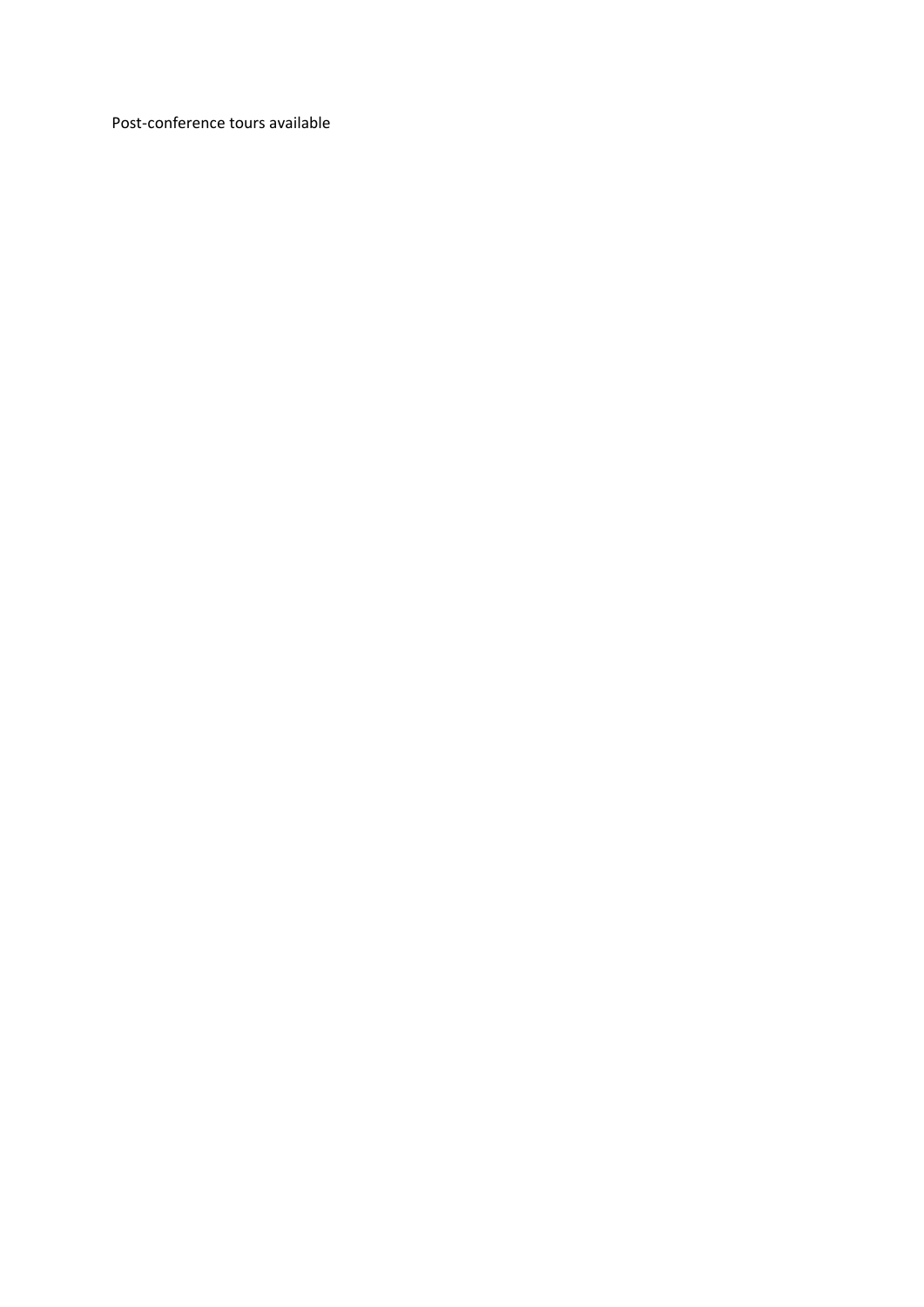Post-conference tours available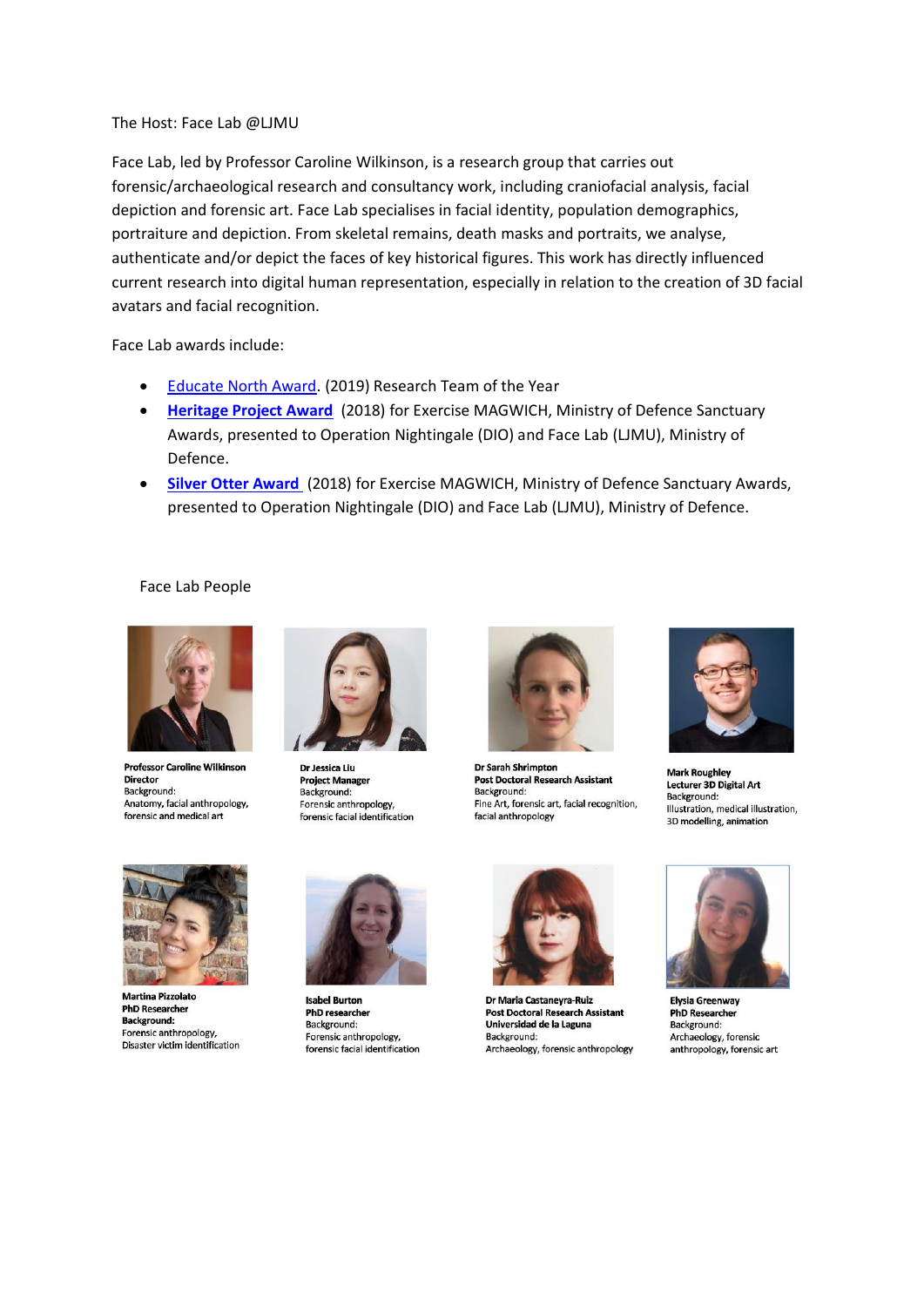The Host: Face Lab @LJMU

Face Lab, led by Professor Caroline Wilkinson, is a research group that carries out forensic/archaeological research and consultancy work, including craniofacial analysis, facial depiction and forensic art. Face Lab specialises in facial identity, population demographics, portraiture and depiction. From skeletal remains, death masks and portraits, we analyse, authenticate and/or depict the faces of key historical figures. This work has directly influenced current research into digital human representation, especially in relation to the creation of 3D facial avatars and facial recognition.

Face Lab awards include:

- Educate North Award. (2019) Research Team of the Year
- **Heritage Project Award** (2018) for Exercise MAGWICH, Ministry of Defence Sanctuary Awards, presented to Operation Nightingale (DIO) and Face Lab (LJMU), Ministry of Defence.
- **Silver Otter Award** (2018) for Exercise MAGWICH, Ministry of Defence Sanctuary Awards, presented to Operation Nightingale (DIO) and Face Lab (LJMU), Ministry of Defence.

Face Lab People

**Professor Caroline Wilkinson**
**Director**
Background:
Anatomy, facial anthropology, forensic and medical art

**Dr Jessica Liu**
**Project Manager**
Background:
Forensic anthropology, forensic facial identification

**Dr Sarah Shrimpton**
**Post Doctoral Research Assistant**
Background:
Fine Art, forensic art, facial recognition, facial anthropology

**Mark Roughley**
**Lecturer 3D Digital Art**
Background:
Illustration, medical illustration, 3D modelling, animation

**Martina Pizzolato**
**PhD Researcher**
**Background:**
Forensic anthropology, Disaster victim identification

**Isabel Burton**
**PhD researcher**
Background:
Forensic anthropology, forensic facial identification

**Dr Maria Castaneyra-Ruiz**
**Post Doctoral Research Assistant**
**Universidad de la Laguna**
Background:
Archaeology, forensic anthropology

**Elysia Greenway**
**PhD Researcher**
Background:
Archaeology, forensic anthropology, forensic art